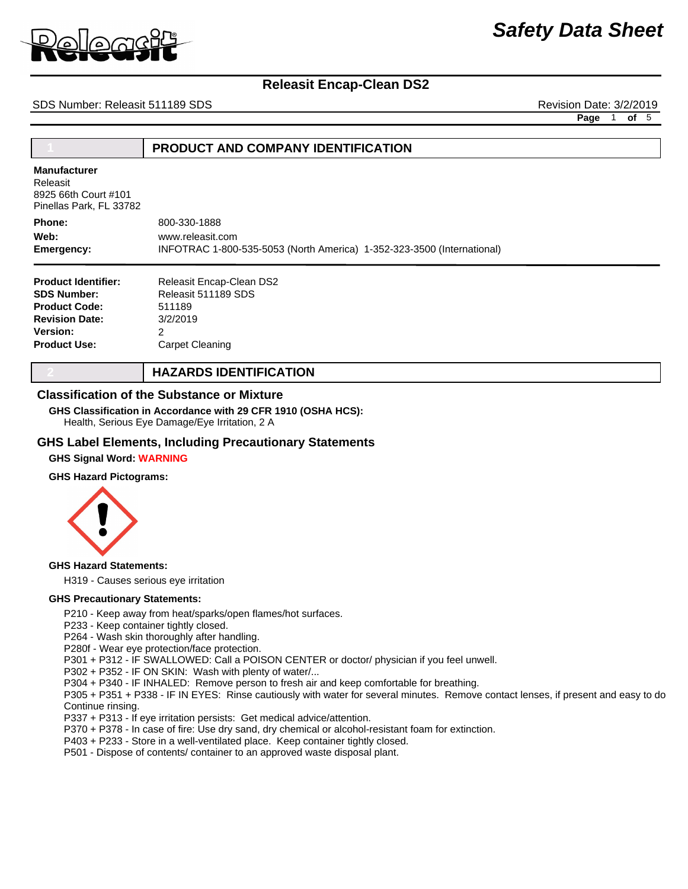# Safety Data Sheet

## Releasit Encap-Clean DS2

SDS Number: Releasit 511189 SDS    Revision Date: 3/2/2019

## 1 PRODUCT AND COMPANY IDENTIFICATION

**Manufacturer**
Releasit
8925 66th Court #101
Pinellas Park, FL 33782

**Phone:** 800-330-1888
**Web:** www.releasit.com
**Emergency:** INFOTRAC 1-800-535-5053 (North America) 1-352-323-3500 (International)

**Product Identifier:** Releasit Encap-Clean DS2
**SDS Number:** Releasit 511189 SDS
**Product Code:** 511189
**Revision Date:** 3/2/2019
**Version:** 2
**Product Use:** Carpet Cleaning

## 2 HAZARDS IDENTIFICATION

### Classification of the Substance or Mixture

**GHS Classification in Accordance with 29 CFR 1910 (OSHA HCS):**
Health, Serious Eye Damage/Eye Irritation, 2 A

### GHS Label Elements, Including Precautionary Statements

**GHS Signal Word: WARNING**

**GHS Hazard Pictograms:**

**GHS Hazard Statements:**

H319 - Causes serious eye irritation

**GHS Precautionary Statements:**

P210 - Keep away from heat/sparks/open flames/hot surfaces.
P233 - Keep container tightly closed.
P264 - Wash skin thoroughly after handling.
P280f - Wear eye protection/face protection.
P301 + P312 - IF SWALLOWED: Call a POISON CENTER or doctor/ physician if you feel unwell.
P302 + P352 - IF ON SKIN: Wash with plenty of water/...
P304 + P340 - IF INHALED: Remove person to fresh air and keep comfortable for breathing.
P305 + P351 + P338 - IF IN EYES: Rinse cautiously with water for several minutes. Remove contact lenses, if present and easy to do Continue rinsing.
P337 + P313 - If eye irritation persists: Get medical advice/attention.
P370 + P378 - In case of fire: Use dry sand, dry chemical or alcohol-resistant foam for extinction.
P403 + P233 - Store in a well-ventilated place. Keep container tightly closed.
P501 - Dispose of contents/ container to an approved waste disposal plant.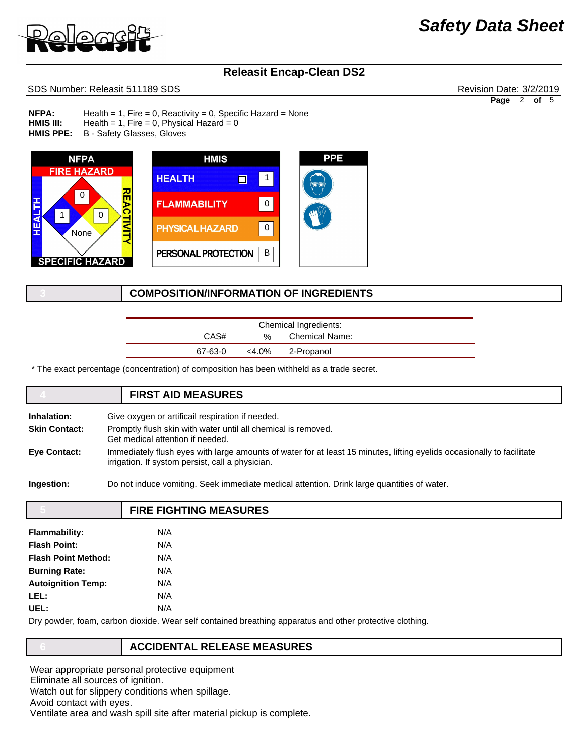# Releasit Encap-Clean DS2

SDS Number: Releasit 511189 SDS

Revision Date: 3/2/2019

**NFPA:** Health = 1, Fire = 0, Reactivity = 0, Specific Hazard = None
**HMIS III:** Health = 1, Fire = 0, Physical Hazard = 0
**HMIS PPE:** B - Safety Glasses, Gloves

NFPA: FIRE HAZARD 0, HEALTH 1, REACTIVITY 0, SPECIFIC HAZARD None

| HMIS | |
|---|---|
| HEALTH | 1 |
| FLAMMABILITY | 0 |
| PHYSICAL HAZARD | 0 |
| PERSONAL PROTECTION | B |

PPE

## 3 COMPOSITION/INFORMATION OF INGREDIENTS

Chemical Ingredients:

| CAS# | % | Chemical Name: |
|---|---|---|
| 67-63-0 | <4.0% | 2-Propanol |

* The exact percentage (concentration) of composition has been withheld as a trade secret.

## 4 FIRST AID MEASURES

**Inhalation:** Give oxygen or artificail respiration if needed.

**Skin Contact:** Promptly flush skin with water until all chemical is removed.
Get medical attention if needed.

**Eye Contact:** Immediately flush eyes with large amounts of water for at least 15 minutes, lifting eyelids occasionally to facilitate irrigation. If system persist, call a physician.

**Ingestion:** Do not induce vomiting. Seek immediate medical attention. Drink large quantities of water.

## 5 FIRE FIGHTING MEASURES

**Flammability:** N/A
**Flash Point:** N/A
**Flash Point Method:** N/A
**Burning Rate:** N/A
**Autoignition Temp:** N/A
**LEL:** N/A
**UEL:** N/A

Dry powder, foam, carbon dioxide. Wear self contained breathing apparatus and other protective clothing.

## 6 ACCIDENTAL RELEASE MEASURES

Wear appropriate personal protective equipment
Eliminate all sources of ignition.
Watch out for slippery conditions when spillage.
Avoid contact with eyes.
Ventilate area and wash spill site after material pickup is complete.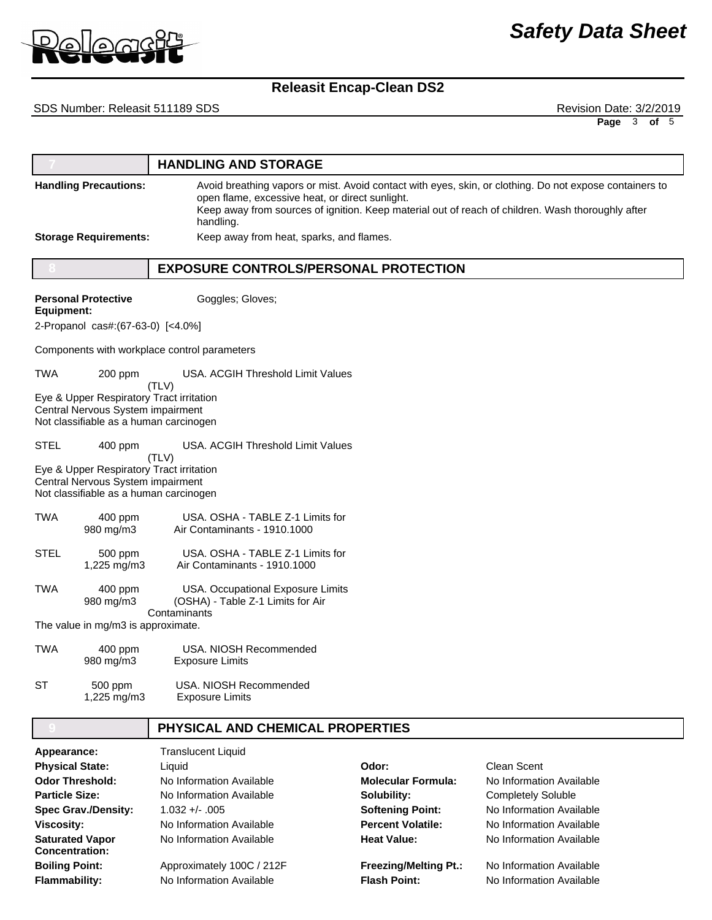## 7 HANDLING AND STORAGE

**Handling Precautions:** Avoid breathing vapors or mist. Avoid contact with eyes, skin, or clothing. Do not expose containers to open flame, excessive heat, or direct sunlight.
Keep away from sources of ignition. Keep material out of reach of children. Wash thoroughly after handling.

**Storage Requirements:** Keep away from heat, sparks, and flames.

## 8 EXPOSURE CONTROLS/PERSONAL PROTECTION

**Personal Protective Equipment:** Goggles; Gloves;

2-Propanol cas#:(67-63-0) [<4.0%]

Components with workplace control parameters

TWA 200 ppm USA. ACGIH Threshold Limit Values (TLV)
Eye & Upper Respiratory Tract irritation
Central Nervous System impairment
Not classifiable as a human carcinogen

STEL 400 ppm USA. ACGIH Threshold Limit Values (TLV)
Eye & Upper Respiratory Tract irritation
Central Nervous System impairment
Not classifiable as a human carcinogen

TWA 400 ppm 980 mg/m3 USA. OSHA - TABLE Z-1 Limits for Air Contaminants - 1910.1000

STEL 500 ppm 1,225 mg/m3 USA. OSHA - TABLE Z-1 Limits for Air Contaminants - 1910.1000

TWA 400 ppm 980 mg/m3 USA. Occupational Exposure Limits (OSHA) - Table Z-1 Limits for Air Contaminants
The value in mg/m3 is approximate.

TWA 400 ppm 980 mg/m3 USA. NIOSH Recommended Exposure Limits

ST 500 ppm 1,225 mg/m3 USA. NIOSH Recommended Exposure Limits

## 9 PHYSICAL AND CHEMICAL PROPERTIES

**Appearance:** Translucent Liquid

| | | | |
|---|---|---|---|
| **Physical State:** | Liquid | **Odor:** | Clean Scent |
| **Odor Threshold:** | No Information Available | **Molecular Formula:** | No Information Available |
| **Particle Size:** | No Information Available | **Solubility:** | Completely Soluble |
| **Spec Grav./Density:** | 1.032 +/- .005 | **Softening Point:** | No Information Available |
| **Viscosity:** | No Information Available | **Percent Volatile:** | No Information Available |
| **Saturated Vapor Concentration:** | No Information Available | **Heat Value:** | No Information Available |
| **Boiling Point:** | Approximately 100C / 212F | **Freezing/Melting Pt.:** | No Information Available |
| **Flammability:** | No Information Available | **Flash Point:** | No Information Available |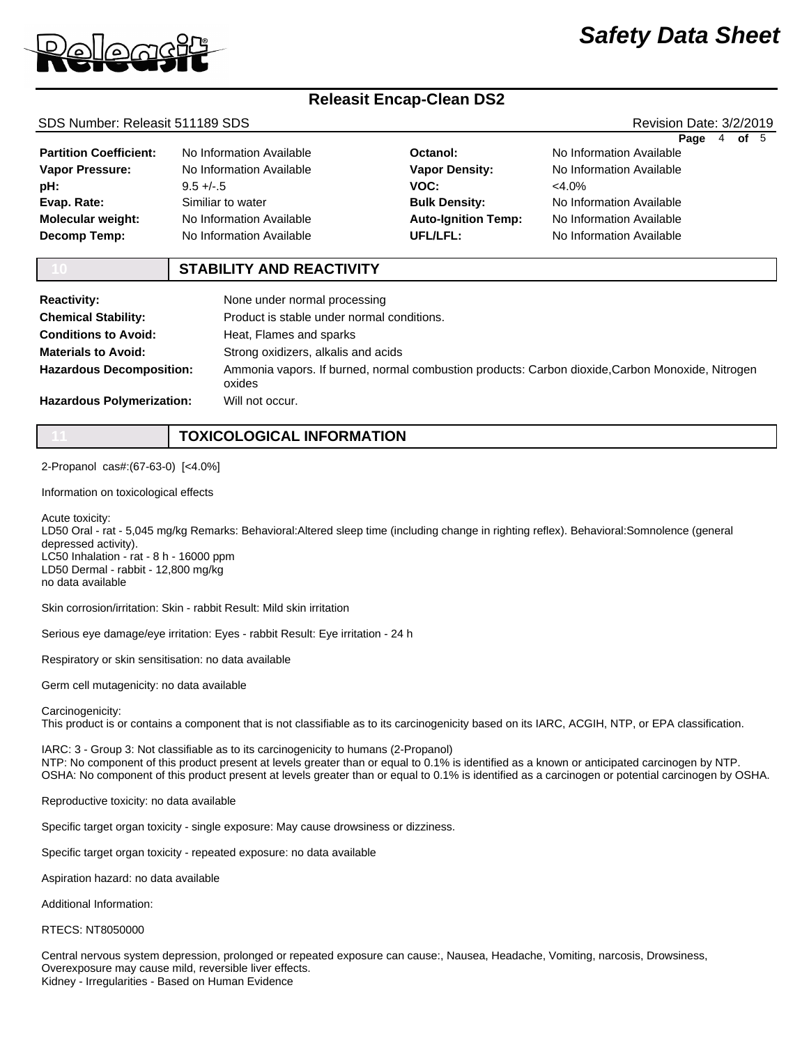| | | | |
|---|---|---|---|
| **Partition Coefficient:** | No Information Available | **Octanol:** | No Information Available |
| **Vapor Pressure:** | No Information Available | **Vapor Density:** | No Information Available |
| **pH:** | 9.5 +/-.5 | **VOC:** | <4.0% |
| **Evap. Rate:** | Similiar to water | **Bulk Density:** | No Information Available |
| **Molecular weight:** | No Information Available | **Auto-Ignition Temp:** | No Information Available |
| **Decomp Temp:** | No Information Available | **UFL/LFL:** | No Information Available |

## 10 STABILITY AND REACTIVITY

**Reactivity:** None under normal processing

**Chemical Stability:** Product is stable under normal conditions.

**Conditions to Avoid:** Heat, Flames and sparks

**Materials to Avoid:** Strong oxidizers, alkalis and acids

**Hazardous Decomposition:** Ammonia vapors. If burned, normal combustion products: Carbon dioxide,Carbon Monoxide, Nitrogen oxides

**Hazardous Polymerization:** Will not occur.

## 11 TOXICOLOGICAL INFORMATION

2-Propanol cas#:(67-63-0) [<4.0%]

Information on toxicological effects

Acute toxicity:
LD50 Oral - rat - 5,045 mg/kg Remarks: Behavioral:Altered sleep time (including change in righting reflex). Behavioral:Somnolence (general depressed activity).
LC50 Inhalation - rat - 8 h - 16000 ppm
LD50 Dermal - rabbit - 12,800 mg/kg
no data available

Skin corrosion/irritation: Skin - rabbit Result: Mild skin irritation

Serious eye damage/eye irritation: Eyes - rabbit Result: Eye irritation - 24 h

Respiratory or skin sensitisation: no data available

Germ cell mutagenicity: no data available

Carcinogenicity:
This product is or contains a component that is not classifiable as to its carcinogenicity based on its IARC, ACGIH, NTP, or EPA classification.

IARC: 3 - Group 3: Not classifiable as to its carcinogenicity to humans (2-Propanol)
NTP: No component of this product present at levels greater than or equal to 0.1% is identified as a known or anticipated carcinogen by NTP.
OSHA: No component of this product present at levels greater than or equal to 0.1% is identified as a carcinogen or potential carcinogen by OSHA.

Reproductive toxicity: no data available

Specific target organ toxicity - single exposure: May cause drowsiness or dizziness.

Specific target organ toxicity - repeated exposure: no data available

Aspiration hazard: no data available

Additional Information:

RTECS: NT8050000

Central nervous system depression, prolonged or repeated exposure can cause:, Nausea, Headache, Vomiting, narcosis, Drowsiness,
Overexposure may cause mild, reversible liver effects.
Kidney - Irregularities - Based on Human Evidence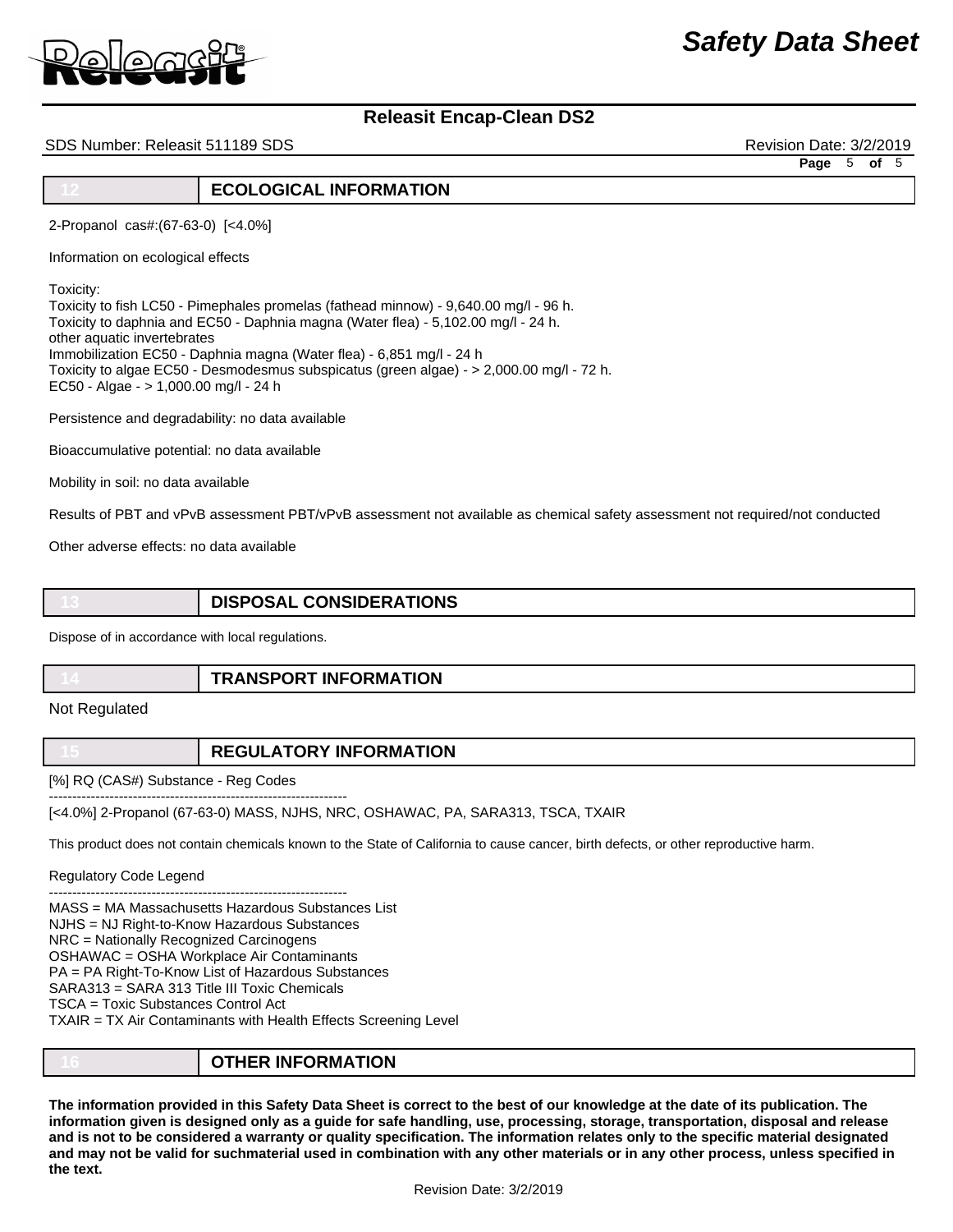## 12 ECOLOGICAL INFORMATION

2-Propanol cas#:(67-63-0) [<4.0%]

Information on ecological effects

Toxicity:
Toxicity to fish LC50 - Pimephales promelas (fathead minnow) - 9,640.00 mg/l - 96 h.
Toxicity to daphnia and EC50 - Daphnia magna (Water flea) - 5,102.00 mg/l - 24 h.
other aquatic invertebrates
Immobilization EC50 - Daphnia magna (Water flea) - 6,851 mg/l - 24 h
Toxicity to algae EC50 - Desmodesmus subspicatus (green algae) - > 2,000.00 mg/l - 72 h.
EC50 - Algae - > 1,000.00 mg/l - 24 h

Persistence and degradability: no data available

Bioaccumulative potential: no data available

Mobility in soil: no data available

Results of PBT and vPvB assessment PBT/vPvB assessment not available as chemical safety assessment not required/not conducted

Other adverse effects: no data available

## 13 DISPOSAL CONSIDERATIONS

Dispose of in accordance with local regulations.

## 14 TRANSPORT INFORMATION

Not Regulated

## 15 REGULATORY INFORMATION

[%] RQ (CAS#) Substance - Reg Codes

[<4.0%] 2-Propanol (67-63-0) MASS, NJHS, NRC, OSHAWAC, PA, SARA313, TSCA, TXAIR

This product does not contain chemicals known to the State of California to cause cancer, birth defects, or other reproductive harm.

Regulatory Code Legend

MASS = MA Massachusetts Hazardous Substances List
NJHS = NJ Right-to-Know Hazardous Substances
NRC = Nationally Recognized Carcinogens
OSHAWAC = OSHA Workplace Air Contaminants
PA = PA Right-To-Know List of Hazardous Substances
SARA313 = SARA 313 Title III Toxic Chemicals
TSCA = Toxic Substances Control Act
TXAIR = TX Air Contaminants with Health Effects Screening Level

## 16 OTHER INFORMATION

**The information provided in this Safety Data Sheet is correct to the best of our knowledge at the date of its publication. The information given is designed only as a guide for safe handling, use, processing, storage, transportation, disposal and release and is not to be considered a warranty or quality specification. The information relates only to the specific material designated and may not be valid for suchmaterial used in combination with any other materials or in any other process, unless specified in the text.**